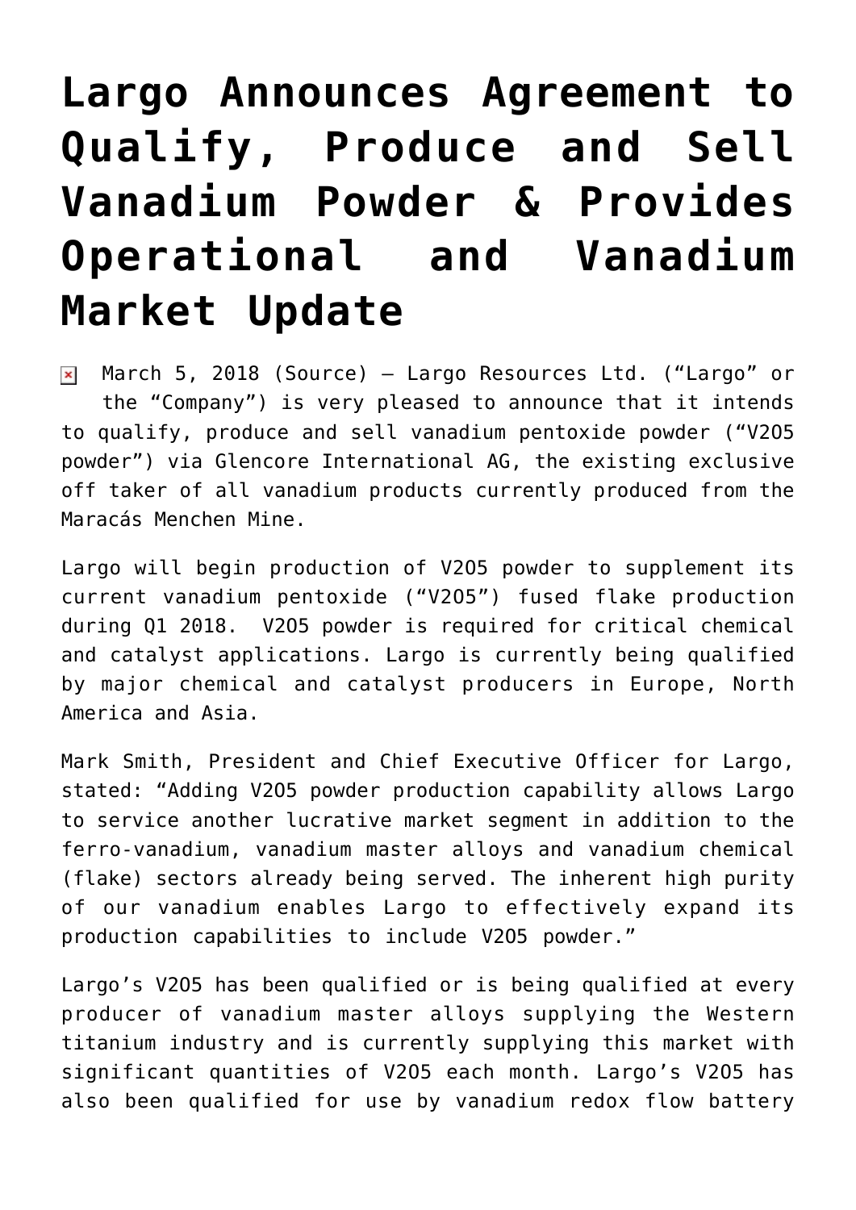# Largo Announces Agreement to Qualify, Produce and Sell Vanadium Powder & Provides Operational and Vanadium Market Update

March 5, 2018 (Source) — Largo Resources Ltd. ("Largo" or the "Company") is very pleased to announce that it intends to qualify, produce and sell vanadium pentoxide powder ("$V_2O_5$ powder") via Glencore International AG, the existing exclusive off taker of all vanadium products currently produced from the Maracás Menchen Mine.

Largo will begin production of $V_2O_5$ powder to supplement its current vanadium pentoxide ("$V_2O_5$") fused flake production during Q1 2018. $V_2O_5$ powder is required for critical chemical and catalyst applications. Largo is currently being qualified by major chemical and catalyst producers in Europe, North America and Asia.

Mark Smith, President and Chief Executive Officer for Largo, stated: "Adding $V_2O_5$ powder production capability allows Largo to service another lucrative market segment in addition to the ferro-vanadium, vanadium master alloys and vanadium chemical (flake) sectors already being served. The inherent high purity of our vanadium enables Largo to effectively expand its production capabilities to include $V_2O_5$ powder."

Largo's $V_2O_5$ has been qualified or is being qualified at every producer of vanadium master alloys supplying the Western titanium industry and is currently supplying this market with significant quantities of $V_2O_5$ each month. Largo's $V_2O_5$ has also been qualified for use by vanadium redox flow battery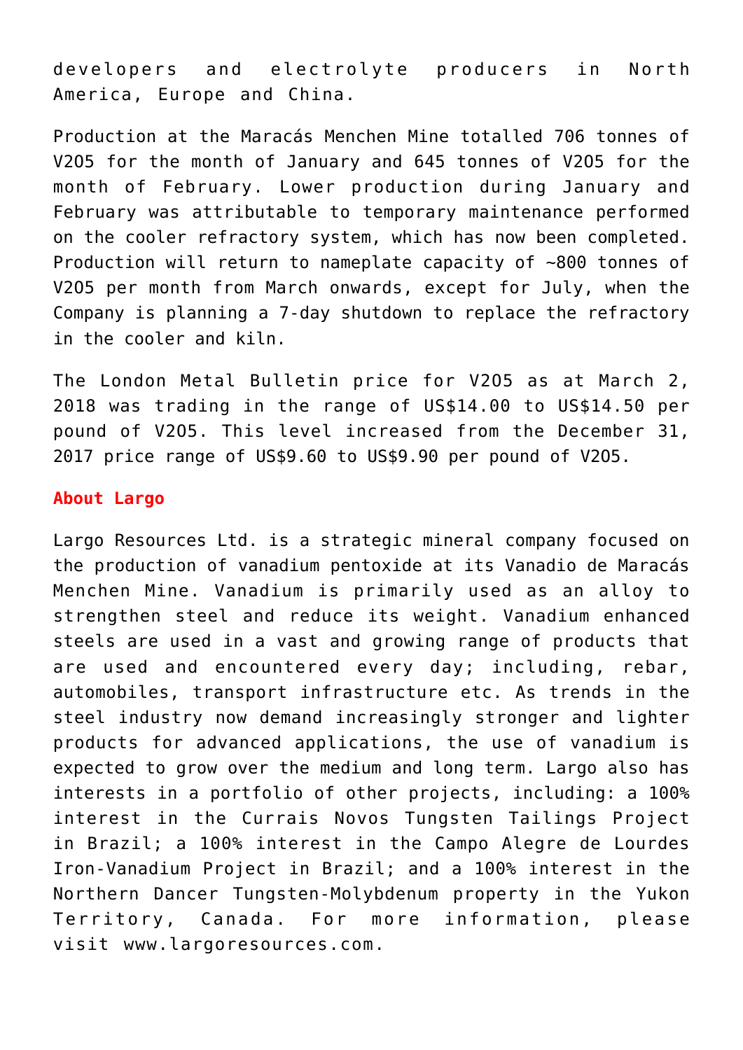developers and electrolyte producers in North America, Europe and China.

Production at the Maracás Menchen Mine totalled 706 tonnes of $V_2O_5$ for the month of January and 645 tonnes of $V_2O_5$ for the month of February. Lower production during January and February was attributable to temporary maintenance performed on the cooler refractory system, which has now been completed. Production will return to nameplate capacity of ~800 tonnes of $V_2O_5$ per month from March onwards, except for July, when the Company is planning a 7-day shutdown to replace the refractory in the cooler and kiln.

The London Metal Bulletin price for $V_2O_5$ as at March 2, 2018 was trading in the range of US$14.00 to US$14.50 per pound of $V_2O_5$. This level increased from the December 31, 2017 price range of US$9.60 to US$9.90 per pound of $V_2O_5$.

**About Largo**

Largo Resources Ltd. is a strategic mineral company focused on the production of vanadium pentoxide at its Vanadio de Maracás Menchen Mine. Vanadium is primarily used as an alloy to strengthen steel and reduce its weight. Vanadium enhanced steels are used in a vast and growing range of products that are used and encountered every day; including, rebar, automobiles, transport infrastructure etc. As trends in the steel industry now demand increasingly stronger and lighter products for advanced applications, the use of vanadium is expected to grow over the medium and long term. Largo also has interests in a portfolio of other projects, including: a 100% interest in the Currais Novos Tungsten Tailings Project in Brazil; a 100% interest in the Campo Alegre de Lourdes Iron-Vanadium Project in Brazil; and a 100% interest in the Northern Dancer Tungsten-Molybdenum property in the Yukon Territory, Canada. For more information, please visit www.largoresources.com.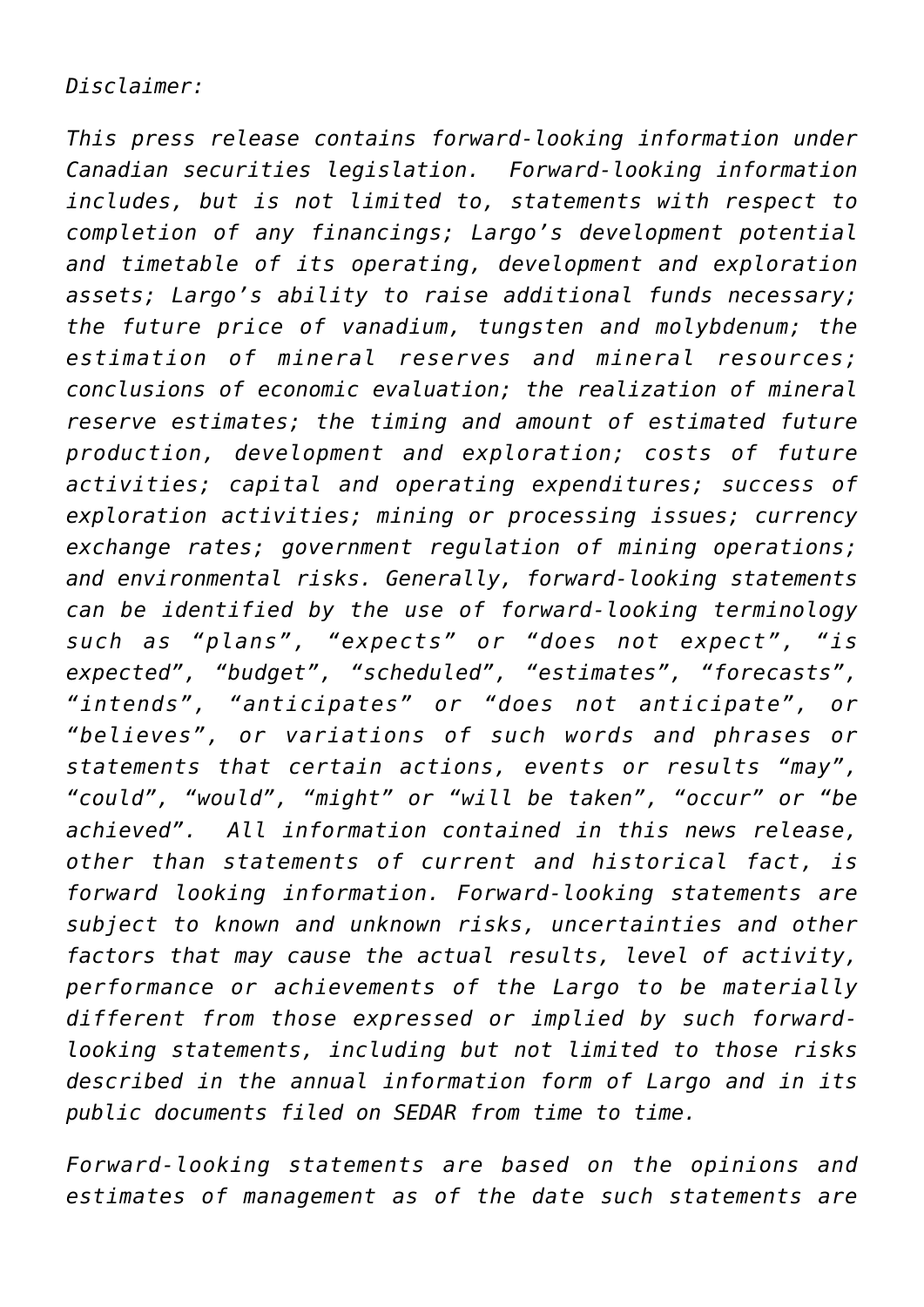*Disclaimer:*

*This press release contains forward-looking information under Canadian securities legislation. Forward-looking information includes, but is not limited to, statements with respect to completion of any financings; Largo's development potential and timetable of its operating, development and exploration assets; Largo's ability to raise additional funds necessary; the future price of vanadium, tungsten and molybdenum; the estimation of mineral reserves and mineral resources; conclusions of economic evaluation; the realization of mineral reserve estimates; the timing and amount of estimated future production, development and exploration; costs of future activities; capital and operating expenditures; success of exploration activities; mining or processing issues; currency exchange rates; government regulation of mining operations; and environmental risks. Generally, forward-looking statements can be identified by the use of forward-looking terminology such as "plans", "expects" or "does not expect", "is expected", "budget", "scheduled", "estimates", "forecasts", "intends", "anticipates" or "does not anticipate", or "believes", or variations of such words and phrases or statements that certain actions, events or results "may", "could", "would", "might" or "will be taken", "occur" or "be achieved". All information contained in this news release, other than statements of current and historical fact, is forward looking information. Forward-looking statements are subject to known and unknown risks, uncertainties and other factors that may cause the actual results, level of activity, performance or achievements of the Largo to be materially different from those expressed or implied by such forward-looking statements, including but not limited to those risks described in the annual information form of Largo and in its public documents filed on SEDAR from time to time.*

*Forward-looking statements are based on the opinions and estimates of management as of the date such statements are*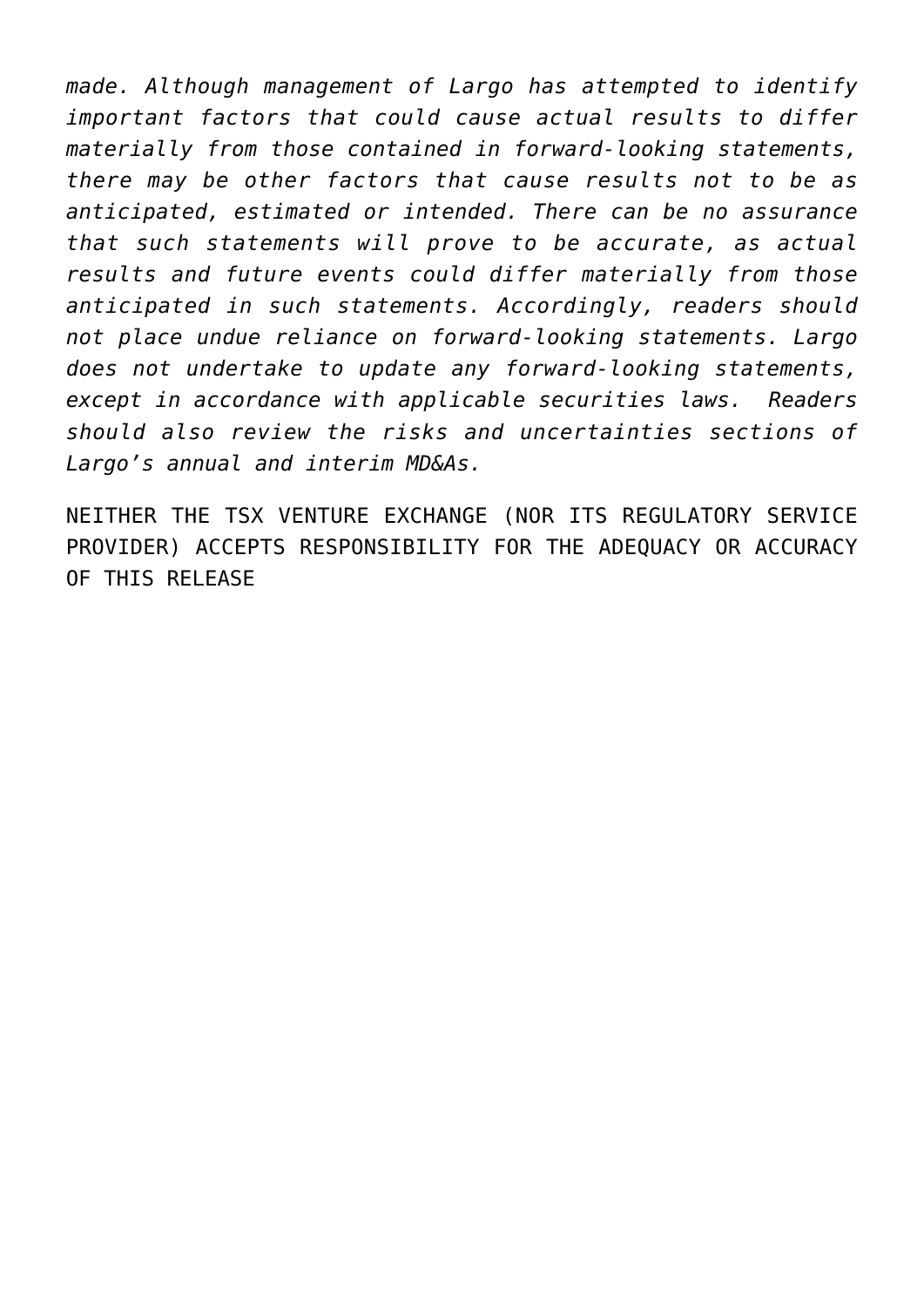*made. Although management of Largo has attempted to identify important factors that could cause actual results to differ materially from those contained in forward-looking statements, there may be other factors that cause results not to be as anticipated, estimated or intended. There can be no assurance that such statements will prove to be accurate, as actual results and future events could differ materially from those anticipated in such statements. Accordingly, readers should not place undue reliance on forward-looking statements. Largo does not undertake to update any forward-looking statements, except in accordance with applicable securities laws. Readers should also review the risks and uncertainties sections of Largo's annual and interim MD&As.*

NEITHER THE TSX VENTURE EXCHANGE (NOR ITS REGULATORY SERVICE PROVIDER) ACCEPTS RESPONSIBILITY FOR THE ADEQUACY OR ACCURACY OF THIS RELEASE